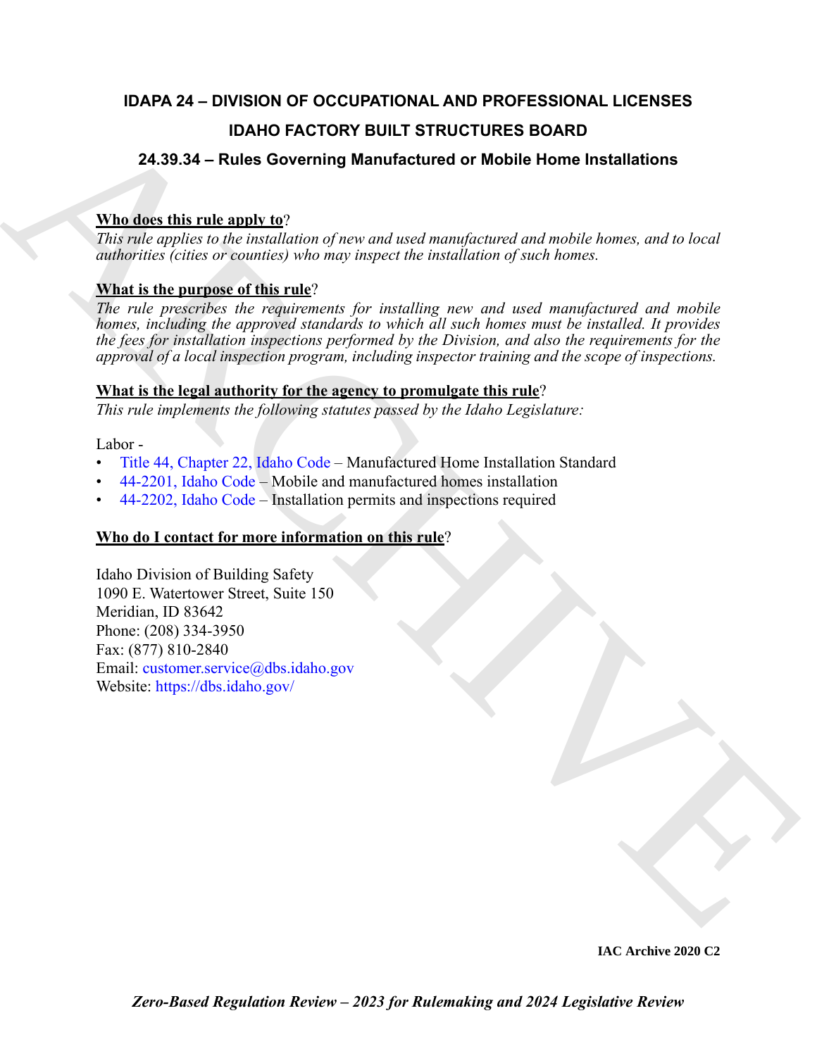# IDAPA 24 – DIVISION OF OCCUPATIONAL AND PROFESSIONAL LICENSES

## IDAHO FACTORY BUILT STRUCTURES BOARD

### 24.39.34 – Rules Governing Manufactured or Mobile Home Installations

**Who does this rule apply to**?

*This rule applies to the installation of new and used manufactured and mobile homes, and to local authorities (cities or counties) who may inspect the installation of such homes.*

**What is the purpose of this rule**?

*The rule prescribes the requirements for installing new and used manufactured and mobile homes, including the approved standards to which all such homes must be installed. It provides the fees for installation inspections performed by the Division, and also the requirements for the approval of a local inspection program, including inspector training and the scope of inspections.*

**What is the legal authority for the agency to promulgate this rule**?

*This rule implements the following statutes passed by the Idaho Legislature:*

Labor -

- Title 44, Chapter 22, Idaho Code – Manufactured Home Installation Standard
- 44-2201, Idaho Code – Mobile and manufactured homes installation
- 44-2202, Idaho Code – Installation permits and inspections required

**Who do I contact for more information on this rule**?

Idaho Division of Building Safety
1090 E. Watertower Street, Suite 150
Meridian, ID 83642
Phone: (208) 334-3950
Fax: (877) 810-2840
Email: customer.service@dbs.idaho.gov
Website: https://dbs.idaho.gov/

**IAC Archive 2020 C2**

***Zero-Based Regulation Review – 2023 for Rulemaking and 2024 Legislative Review***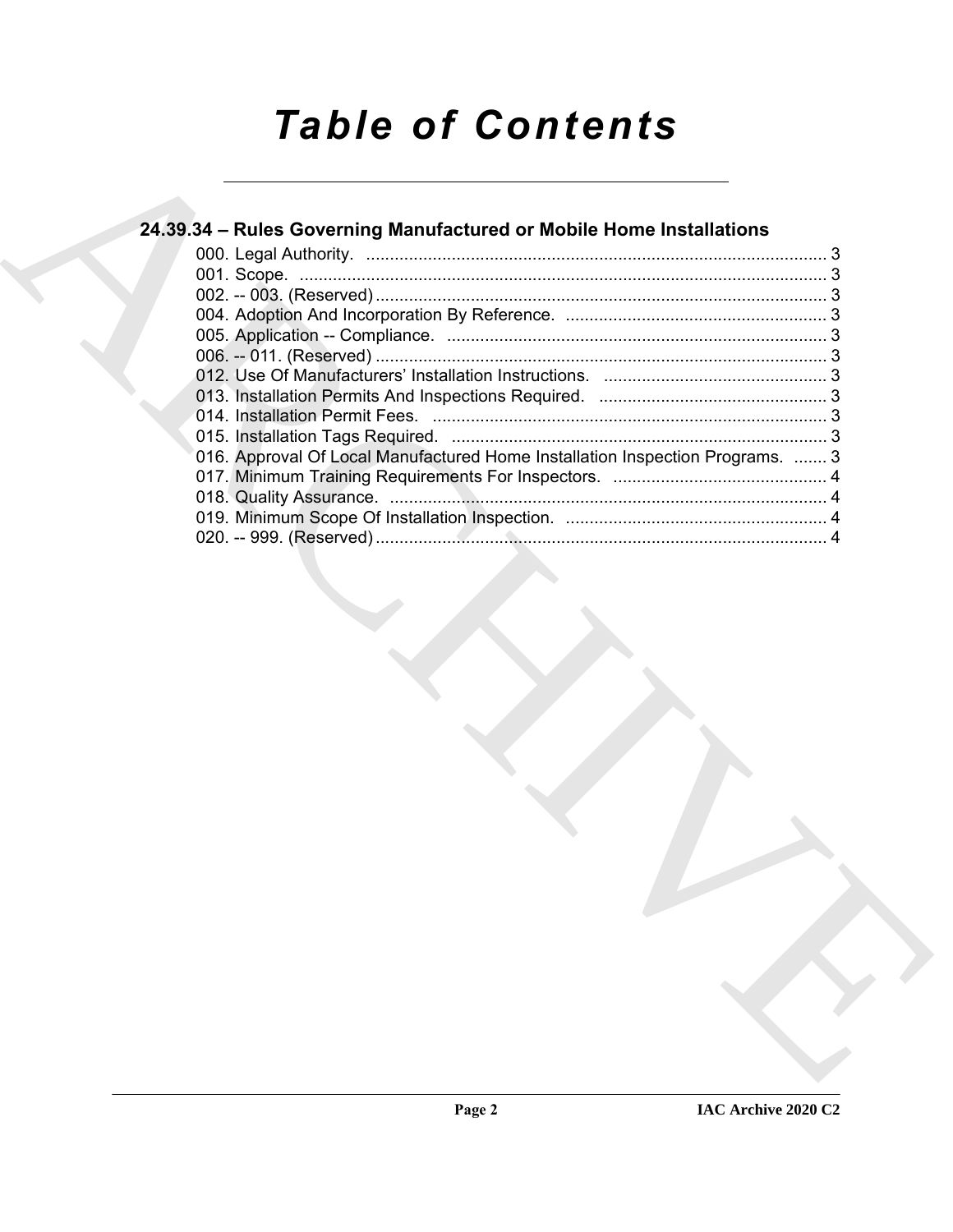# Table of Contents

## 24.39.34 – Rules Governing Manufactured or Mobile Home Installations

000. Legal Authority. ........................................................................................................ 3
001. Scope. ........................................................................................................................ 3
002. -- 003. (Reserved) ...................................................................................................... 3
004. Adoption And Incorporation By Reference. ............................................................. 3
005. Application -- Compliance. ...................................................................................... 3
006. -- 011. (Reserved) ...................................................................................................... 3
012. Use Of Manufacturers' Installation Instructions. ..................................................... 3
013. Installation Permits And Inspections Required. ...................................................... 3
014. Installation Permit Fees. ........................................................................................... 3
015. Installation Tags Required. ...................................................................................... 3
016. Approval Of Local Manufactured Home Installation Inspection Programs. ........ 3
017. Minimum Training Requirements For Inspectors. .................................................. 4
018. Quality Assurance. ................................................................................................... 4
019. Minimum Scope Of Installation Inspection. ............................................................ 4
020. -- 999. (Reserved) ...................................................................................................... 4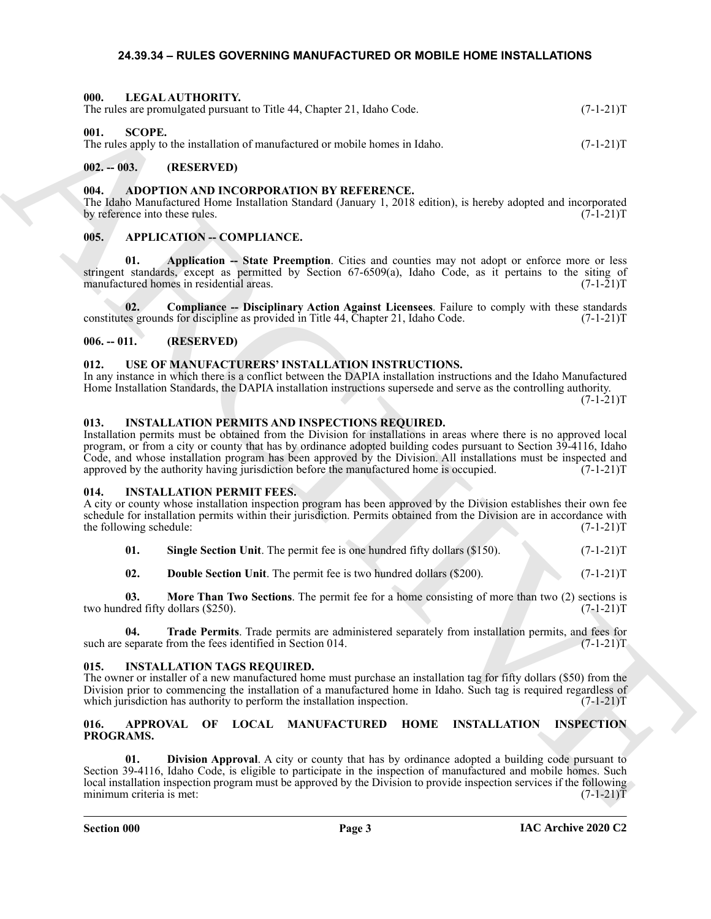# 24.39.34 – RULES GOVERNING MANUFACTURED OR MOBILE HOME INSTALLATIONS

### 000. LEGAL AUTHORITY.

The rules are promulgated pursuant to Title 44, Chapter 21, Idaho Code. (7-1-21)T

### 001. SCOPE.

The rules apply to the installation of manufactured or mobile homes in Idaho. (7-1-21)T

### 002. -- 003. (RESERVED)

### 004. ADOPTION AND INCORPORATION BY REFERENCE.

The Idaho Manufactured Home Installation Standard (January 1, 2018 edition), is hereby adopted and incorporated by reference into these rules. (7-1-21)T

### 005. APPLICATION -- COMPLIANCE.

**01. Application -- State Preemption**. Cities and counties may not adopt or enforce more or less stringent standards, except as permitted by Section 67-6509(a), Idaho Code, as it pertains to the siting of manufactured homes in residential areas. (7-1-21)T

**02. Compliance -- Disciplinary Action Against Licensees**. Failure to comply with these standards constitutes grounds for discipline as provided in Title 44, Chapter 21, Idaho Code. (7-1-21)T

### 006. -- 011. (RESERVED)

### 012. USE OF MANUFACTURERS' INSTALLATION INSTRUCTIONS.

In any instance in which there is a conflict between the DAPIA installation instructions and the Idaho Manufactured Home Installation Standards, the DAPIA installation instructions supersede and serve as the controlling authority. (7-1-21)T

### 013. INSTALLATION PERMITS AND INSPECTIONS REQUIRED.

Installation permits must be obtained from the Division for installations in areas where there is no approved local program, or from a city or county that has by ordinance adopted building codes pursuant to Section 39-4116, Idaho Code, and whose installation program has been approved by the Division. All installations must be inspected and approved by the authority having jurisdiction before the manufactured home is occupied. (7-1-21)T

### 014. INSTALLATION PERMIT FEES.

A city or county whose installation inspection program has been approved by the Division establishes their own fee schedule for installation permits within their jurisdiction. Permits obtained from the Division are in accordance with the following schedule: (7-1-21)T

**01. Single Section Unit**. The permit fee is one hundred fifty dollars ($150). (7-1-21)T

**02. Double Section Unit**. The permit fee is two hundred dollars ($200). (7-1-21)T

**03. More Than Two Sections**. The permit fee for a home consisting of more than two (2) sections is two hundred fifty dollars ($250). (7-1-21)T

**04. Trade Permits**. Trade permits are administered separately from installation permits, and fees for such are separate from the fees identified in Section 014. (7-1-21)T

### 015. INSTALLATION TAGS REQUIRED.

The owner or installer of a new manufactured home must purchase an installation tag for fifty dollars ($50) from the Division prior to commencing the installation of a manufactured home in Idaho. Such tag is required regardless of which jurisdiction has authority to perform the installation inspection. (7-1-21)T

### 016. APPROVAL OF LOCAL MANUFACTURED HOME INSTALLATION INSPECTION PROGRAMS.

**01. Division Approval**. A city or county that has by ordinance adopted a building code pursuant to Section 39-4116, Idaho Code, is eligible to participate in the inspection of manufactured and mobile homes. Such local installation inspection program must be approved by the Division to provide inspection services if the following minimum criteria is met: (7-1-21)T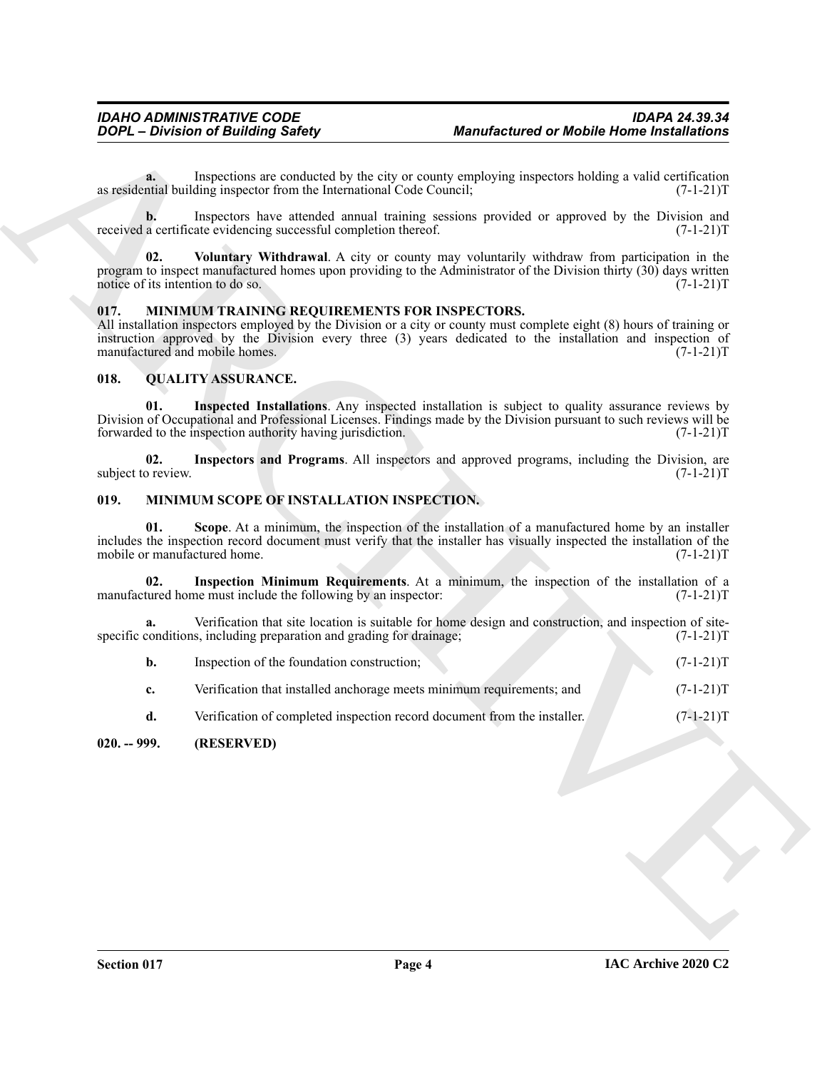**a.** Inspections are conducted by the city or county employing inspectors holding a valid certification as residential building inspector from the International Code Council; (7-1-21)T

**b.** Inspectors have attended annual training sessions provided or approved by the Division and received a certificate evidencing successful completion thereof. (7-1-21)T

**02. Voluntary Withdrawal**. A city or county may voluntarily withdraw from participation in the program to inspect manufactured homes upon providing to the Administrator of the Division thirty (30) days written notice of its intention to do so. (7-1-21)T

### 017. MINIMUM TRAINING REQUIREMENTS FOR INSPECTORS.

All installation inspectors employed by the Division or a city or county must complete eight (8) hours of training or instruction approved by the Division every three (3) years dedicated to the installation and inspection of manufactured and mobile homes. (7-1-21)T

### 018. QUALITY ASSURANCE.

**01. Inspected Installations**. Any inspected installation is subject to quality assurance reviews by Division of Occupational and Professional Licenses. Findings made by the Division pursuant to such reviews will be forwarded to the inspection authority having jurisdiction. (7-1-21)T

**02. Inspectors and Programs**. All inspectors and approved programs, including the Division, are subject to review. (7-1-21)T

### 019. MINIMUM SCOPE OF INSTALLATION INSPECTION.

**01. Scope**. At a minimum, the inspection of the installation of a manufactured home by an installer includes the inspection record document must verify that the installer has visually inspected the installation of the mobile or manufactured home. (7-1-21)T

**02. Inspection Minimum Requirements**. At a minimum, the inspection of the installation of a manufactured home must include the following by an inspector: (7-1-21)T

**a.** Verification that site location is suitable for home design and construction, and inspection of site-specific conditions, including preparation and grading for drainage; (7-1-21)T

**b.** Inspection of the foundation construction; (7-1-21)T

**c.** Verification that installed anchorage meets minimum requirements; and (7-1-21)T

**d.** Verification of completed inspection record document from the installer. (7-1-21)T

### 020. -- 999. (RESERVED)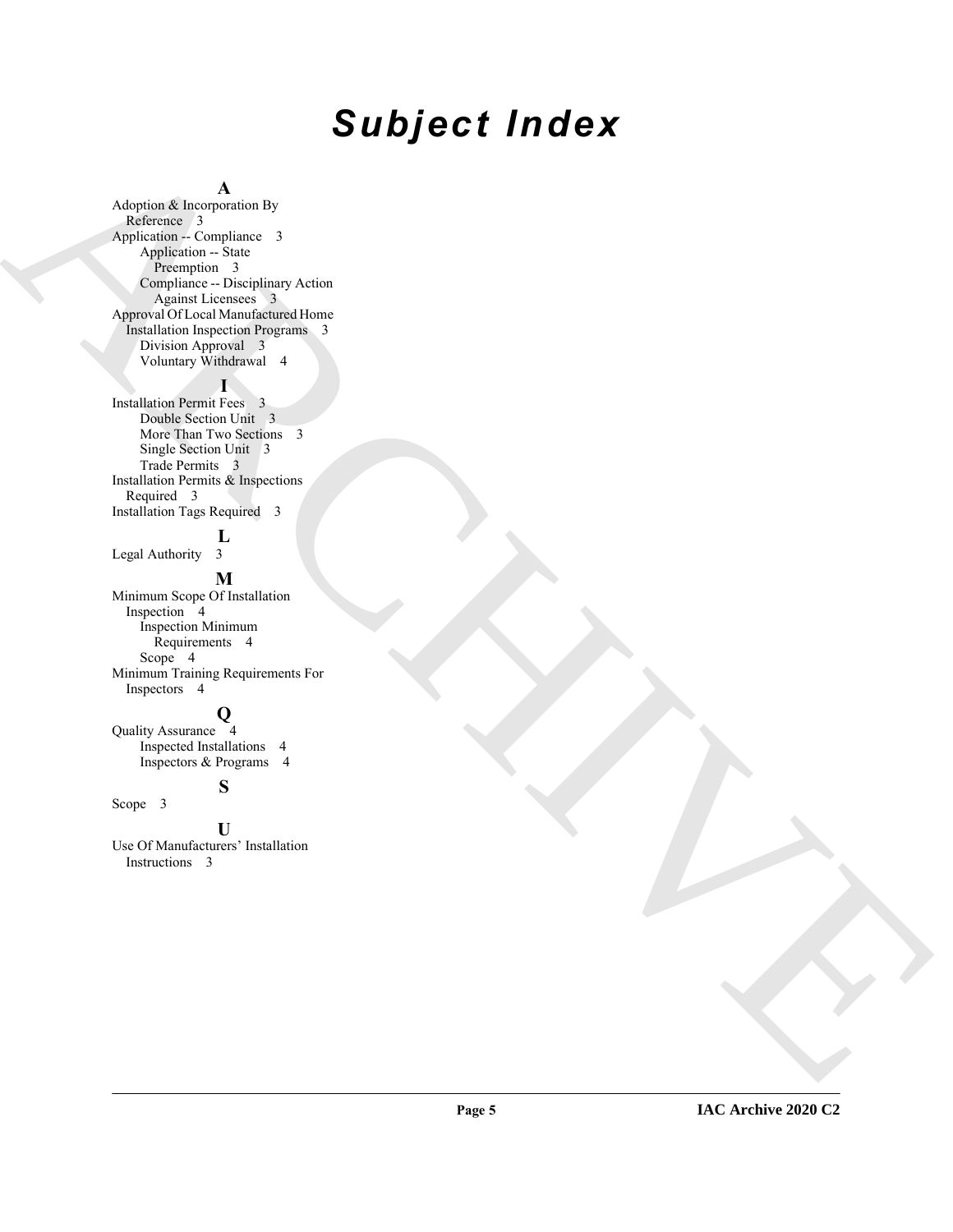# Subject Index

**A**

Adoption & Incorporation By Reference 3
Application -- Compliance 3
    Application -- State Preemption 3
    Compliance -- Disciplinary Action Against Licensees 3
Approval Of Local Manufactured Home Installation Inspection Programs 3
    Division Approval 3
    Voluntary Withdrawal 4

**I**

Installation Permit Fees 3
    Double Section Unit 3
    More Than Two Sections 3
    Single Section Unit 3
    Trade Permits 3
Installation Permits & Inspections Required 3
Installation Tags Required 3

**L**

Legal Authority 3

**M**

Minimum Scope Of Installation Inspection 4
    Inspection Minimum Requirements 4
    Scope 4
Minimum Training Requirements For Inspectors 4

**Q**

Quality Assurance 4
    Inspected Installations 4
    Inspectors & Programs 4

**S**

Scope 3

**U**

Use Of Manufacturers' Installation Instructions 3